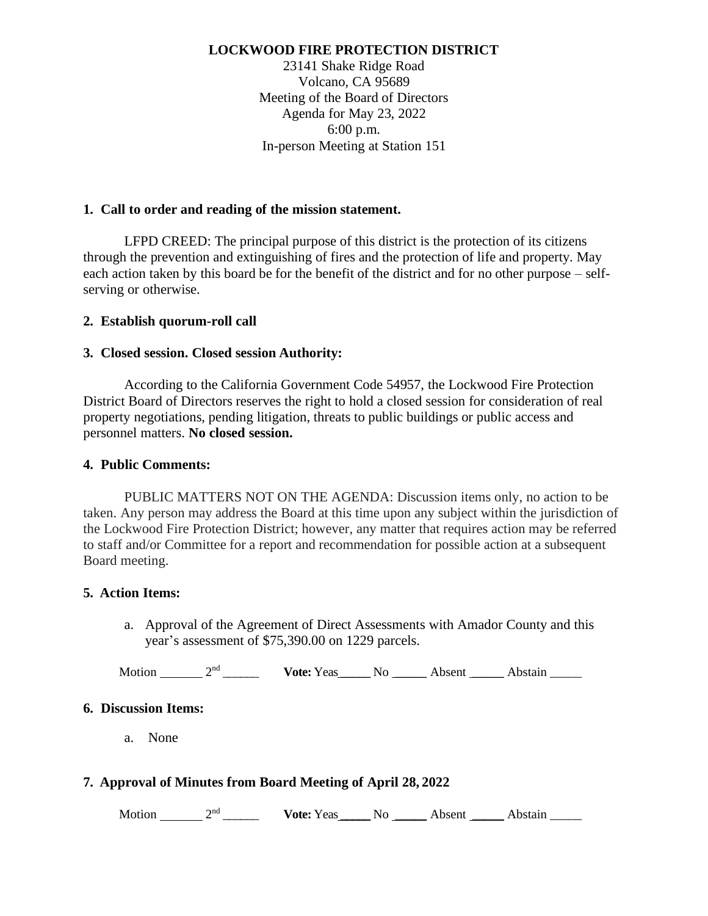**LOCKWOOD FIRE PROTECTION DISTRICT**
23141 Shake Ridge Road
Volcano, CA 95689
Meeting of the Board of Directors
Agenda for May 23, 2022
6:00 p.m.
In-person Meeting at Station 151

**1. Call to order and reading of the mission statement.**

LFPD CREED: The principal purpose of this district is the protection of its citizens through the prevention and extinguishing of fires and the protection of life and property. May each action taken by this board be for the benefit of the district and for no other purpose – self-serving or otherwise.

**2. Establish quorum-roll call**

**3. Closed session. Closed session Authority:**

According to the California Government Code 54957, the Lockwood Fire Protection District Board of Directors reserves the right to hold a closed session for consideration of real property negotiations, pending litigation, threats to public buildings or public access and personnel matters. **No closed session.**

**4. Public Comments:**

PUBLIC MATTERS NOT ON THE AGENDA: Discussion items only, no action to be taken. Any person may address the Board at this time upon any subject within the jurisdiction of the Lockwood Fire Protection District; however, any matter that requires action may be referred to staff and/or Committee for a report and recommendation for possible action at a subsequent Board meeting.

**5. Action Items:**

a. Approval of the Agreement of Direct Assessments with Amador County and this year's assessment of $75,390.00 on 1229 parcels.

Motion _______ 2nd ______ **Vote:** Yeas_____ No _____ Absent _____ Abstain _____

**6. Discussion Items:**

a. None

**7. Approval of Minutes from Board Meeting of April 28, 2022**

Motion _______ 2nd ______ **Vote:** Yeas_____ No _____ Absent _____ Abstain _____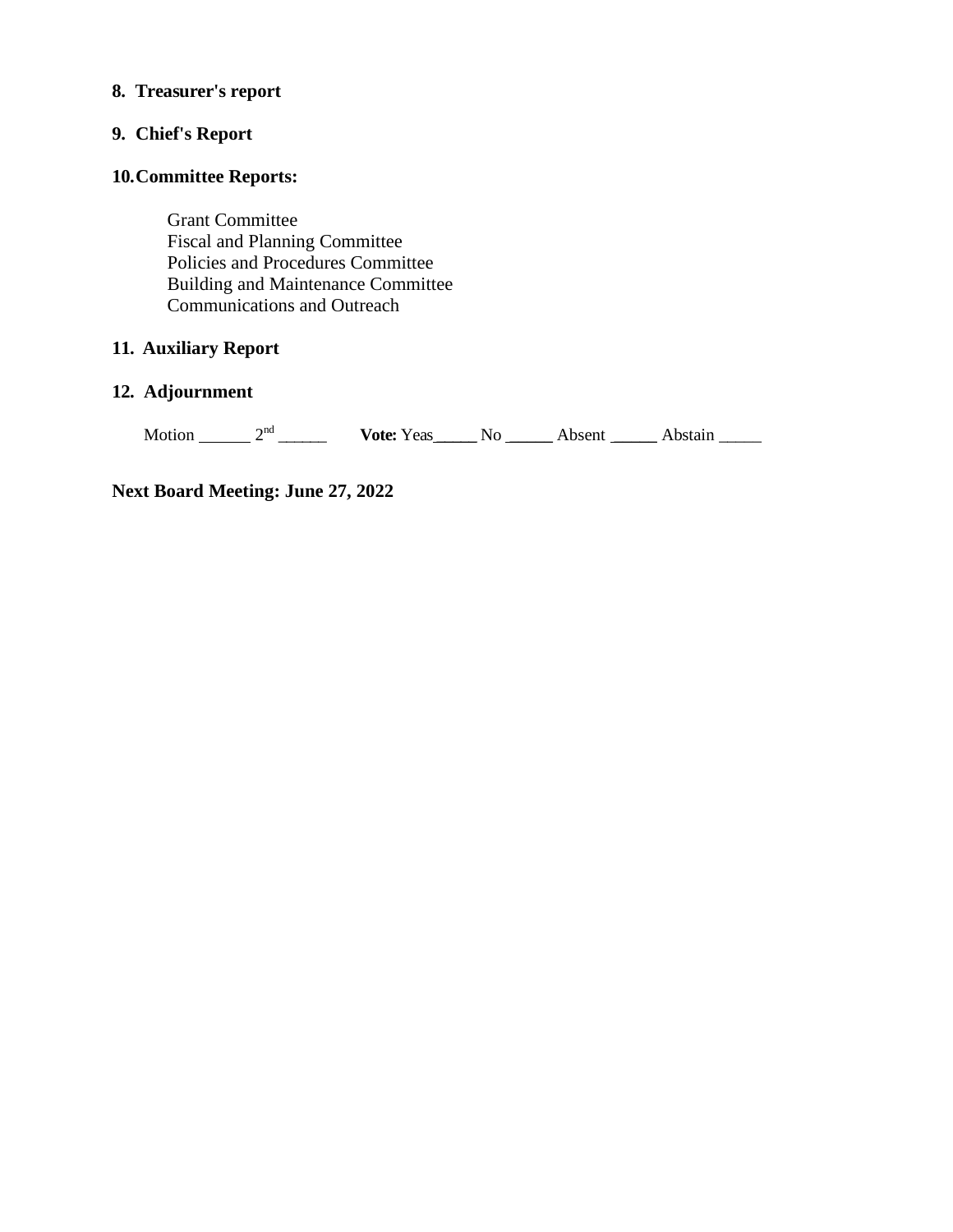**8. Treasurer's report**

**9. Chief's Report**

**10. Committee Reports:**

Grant Committee
Fiscal and Planning Committee
Policies and Procedures Committee
Building and Maintenance Committee
Communications and Outreach

**11. Auxiliary Report**

**12. Adjournment**

Motion ______ 2nd ______ **Vote:** Yeas_____ No _____ Absent _____ Abstain _____

**Next Board Meeting: June 27, 2022**